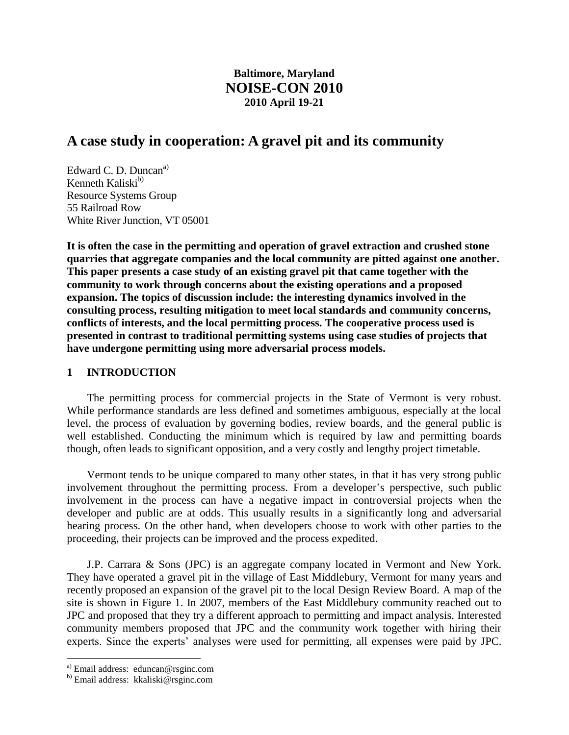**Baltimore, Maryland**
**NOISE-CON 2010**
**2010 April 19-21**

# A case study in cooperation: A gravel pit and its community

Edward C. D. Duncan[a)]
Kenneth Kaliski[b)]
Resource Systems Group
55 Railroad Row
White River Junction, VT 05001

**It is often the case in the permitting and operation of gravel extraction and crushed stone quarries that aggregate companies and the local community are pitted against one another. This paper presents a case study of an existing gravel pit that came together with the community to work through concerns about the existing operations and a proposed expansion. The topics of discussion include: the interesting dynamics involved in the consulting process, resulting mitigation to meet local standards and community concerns, conflicts of interests, and the local permitting process. The cooperative process used is presented in contrast to traditional permitting systems using case studies of projects that have undergone permitting using more adversarial process models.**

## 1 INTRODUCTION

The permitting process for commercial projects in the State of Vermont is very robust. While performance standards are less defined and sometimes ambiguous, especially at the local level, the process of evaluation by governing bodies, review boards, and the general public is well established. Conducting the minimum which is required by law and permitting boards though, often leads to significant opposition, and a very costly and lengthy project timetable.

Vermont tends to be unique compared to many other states, in that it has very strong public involvement throughout the permitting process. From a developer's perspective, such public involvement in the process can have a negative impact in controversial projects when the developer and public are at odds. This usually results in a significantly long and adversarial hearing process. On the other hand, when developers choose to work with other parties to the proceeding, their projects can be improved and the process expedited.

J.P. Carrara & Sons (JPC) is an aggregate company located in Vermont and New York. They have operated a gravel pit in the village of East Middlebury, Vermont for many years and recently proposed an expansion of the gravel pit to the local Design Review Board. A map of the site is shown in Figure 1. In 2007, members of the East Middlebury community reached out to JPC and proposed that they try a different approach to permitting and impact analysis. Interested community members proposed that JPC and the community work together with hiring their experts. Since the experts' analyses were used for permitting, all expenses were paid by JPC.

[a)] Email address: eduncan@rsginc.com
[b)] Email address: kkaliski@rsginc.com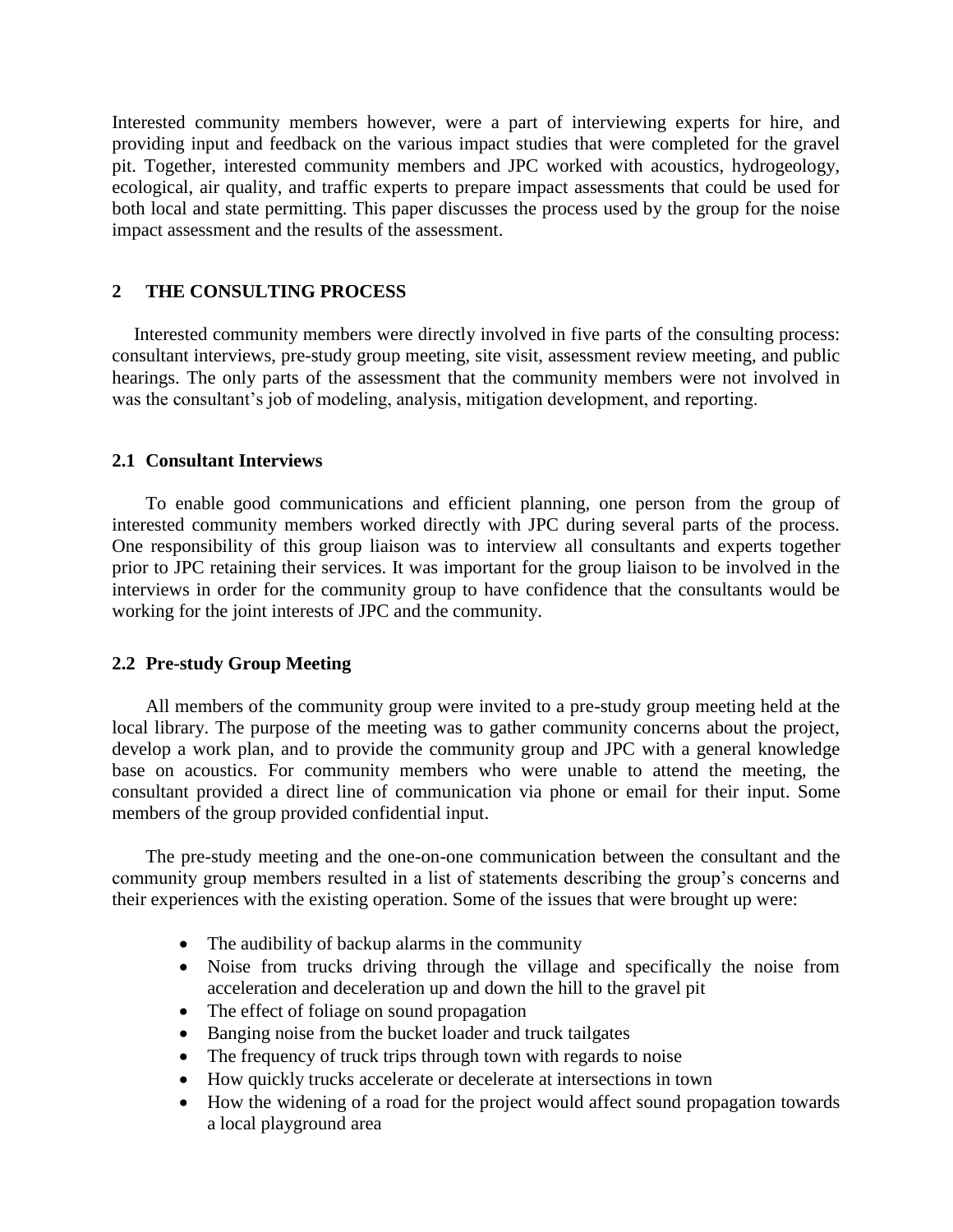Interested community members however, were a part of interviewing experts for hire, and providing input and feedback on the various impact studies that were completed for the gravel pit. Together, interested community members and JPC worked with acoustics, hydrogeology, ecological, air quality, and traffic experts to prepare impact assessments that could be used for both local and state permitting. This paper discusses the process used by the group for the noise impact assessment and the results of the assessment.

## 2 THE CONSULTING PROCESS

Interested community members were directly involved in five parts of the consulting process: consultant interviews, pre-study group meeting, site visit, assessment review meeting, and public hearings. The only parts of the assessment that the community members were not involved in was the consultant's job of modeling, analysis, mitigation development, and reporting.

### 2.1 Consultant Interviews

To enable good communications and efficient planning, one person from the group of interested community members worked directly with JPC during several parts of the process. One responsibility of this group liaison was to interview all consultants and experts together prior to JPC retaining their services. It was important for the group liaison to be involved in the interviews in order for the community group to have confidence that the consultants would be working for the joint interests of JPC and the community.

### 2.2 Pre-study Group Meeting

All members of the community group were invited to a pre-study group meeting held at the local library. The purpose of the meeting was to gather community concerns about the project, develop a work plan, and to provide the community group and JPC with a general knowledge base on acoustics. For community members who were unable to attend the meeting, the consultant provided a direct line of communication via phone or email for their input. Some members of the group provided confidential input.

The pre-study meeting and the one-on-one communication between the consultant and the community group members resulted in a list of statements describing the group's concerns and their experiences with the existing operation. Some of the issues that were brought up were:

- The audibility of backup alarms in the community
- Noise from trucks driving through the village and specifically the noise from acceleration and deceleration up and down the hill to the gravel pit
- The effect of foliage on sound propagation
- Banging noise from the bucket loader and truck tailgates
- The frequency of truck trips through town with regards to noise
- How quickly trucks accelerate or decelerate at intersections in town
- How the widening of a road for the project would affect sound propagation towards a local playground area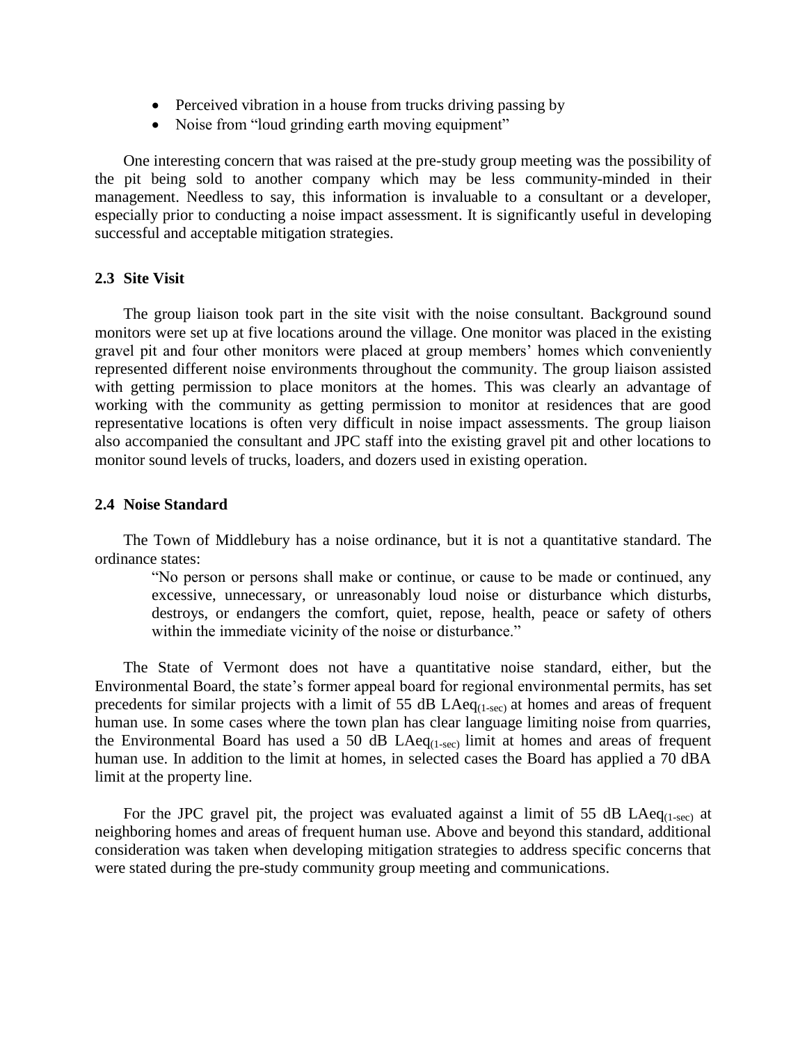- Perceived vibration in a house from trucks driving passing by
- Noise from “loud grinding earth moving equipment”

One interesting concern that was raised at the pre-study group meeting was the possibility of the pit being sold to another company which may be less community-minded in their management. Needless to say, this information is invaluable to a consultant or a developer, especially prior to conducting a noise impact assessment. It is significantly useful in developing successful and acceptable mitigation strategies.

### 2.3 Site Visit

The group liaison took part in the site visit with the noise consultant. Background sound monitors were set up at five locations around the village. One monitor was placed in the existing gravel pit and four other monitors were placed at group members’ homes which conveniently represented different noise environments throughout the community. The group liaison assisted with getting permission to place monitors at the homes. This was clearly an advantage of working with the community as getting permission to monitor at residences that are good representative locations is often very difficult in noise impact assessments. The group liaison also accompanied the consultant and JPC staff into the existing gravel pit and other locations to monitor sound levels of trucks, loaders, and dozers used in existing operation.

### 2.4 Noise Standard

The Town of Middlebury has a noise ordinance, but it is not a quantitative standard. The ordinance states:

> “No person or persons shall make or continue, or cause to be made or continued, any excessive, unnecessary, or unreasonably loud noise or disturbance which disturbs, destroys, or endangers the comfort, quiet, repose, health, peace or safety of others within the immediate vicinity of the noise or disturbance.”

The State of Vermont does not have a quantitative noise standard, either, but the Environmental Board, the state’s former appeal board for regional environmental permits, has set precedents for similar projects with a limit of 55 dB $LAeq_{(1\text{-sec})}$ at homes and areas of frequent human use. In some cases where the town plan has clear language limiting noise from quarries, the Environmental Board has used a 50 dB $LAeq_{(1\text{-sec})}$ limit at homes and areas of frequent human use. In addition to the limit at homes, in selected cases the Board has applied a 70 dBA limit at the property line.

For the JPC gravel pit, the project was evaluated against a limit of 55 dB $LAeq_{(1\text{-sec})}$ at neighboring homes and areas of frequent human use. Above and beyond this standard, additional consideration was taken when developing mitigation strategies to address specific concerns that were stated during the pre-study community group meeting and communications.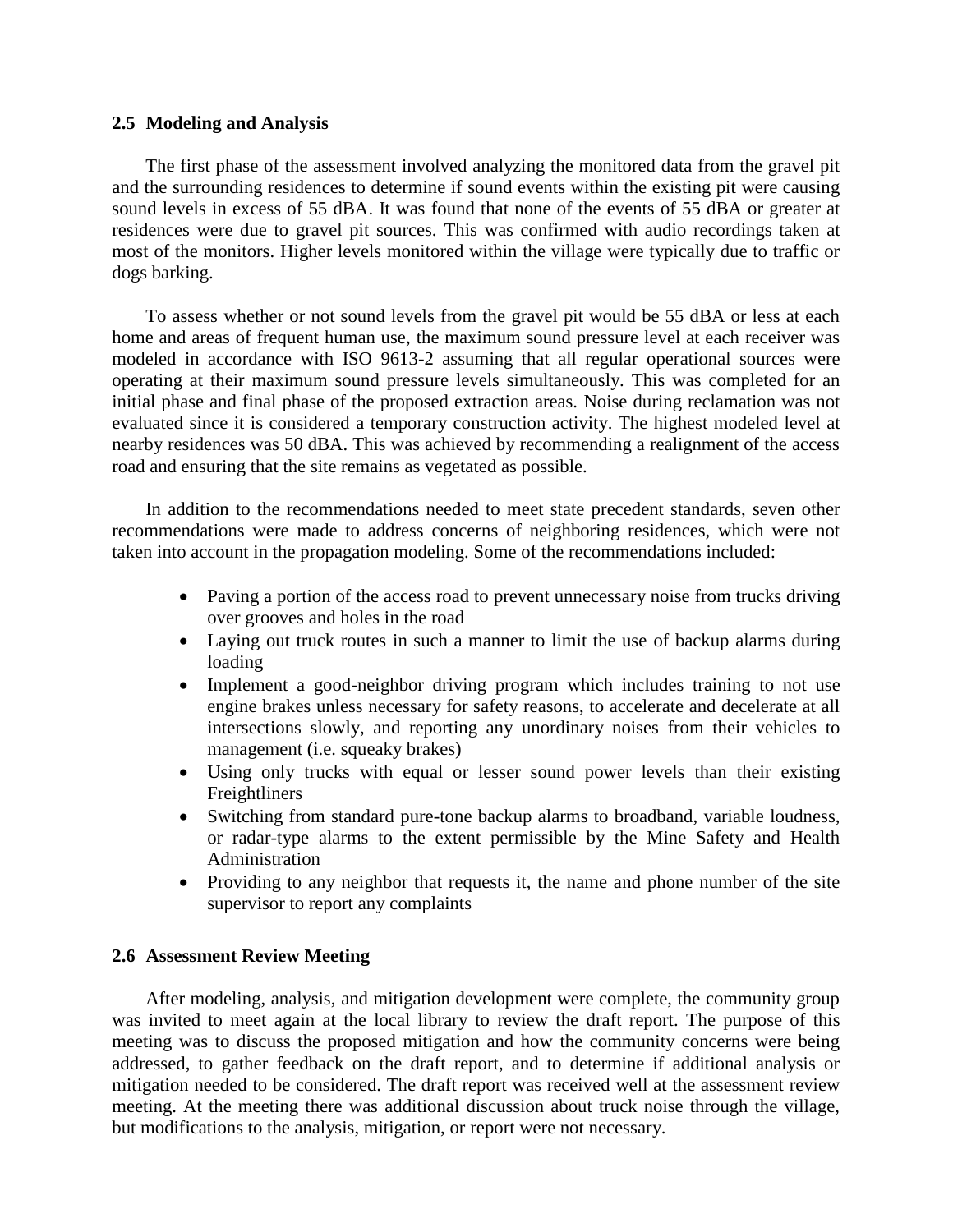### 2.5 Modeling and Analysis

The first phase of the assessment involved analyzing the monitored data from the gravel pit and the surrounding residences to determine if sound events within the existing pit were causing sound levels in excess of 55 dBA. It was found that none of the events of 55 dBA or greater at residences were due to gravel pit sources. This was confirmed with audio recordings taken at most of the monitors. Higher levels monitored within the village were typically due to traffic or dogs barking.

To assess whether or not sound levels from the gravel pit would be 55 dBA or less at each home and areas of frequent human use, the maximum sound pressure level at each receiver was modeled in accordance with ISO 9613-2 assuming that all regular operational sources were operating at their maximum sound pressure levels simultaneously. This was completed for an initial phase and final phase of the proposed extraction areas. Noise during reclamation was not evaluated since it is considered a temporary construction activity. The highest modeled level at nearby residences was 50 dBA. This was achieved by recommending a realignment of the access road and ensuring that the site remains as vegetated as possible.

In addition to the recommendations needed to meet state precedent standards, seven other recommendations were made to address concerns of neighboring residences, which were not taken into account in the propagation modeling. Some of the recommendations included:

- Paving a portion of the access road to prevent unnecessary noise from trucks driving over grooves and holes in the road
- Laying out truck routes in such a manner to limit the use of backup alarms during loading
- Implement a good-neighbor driving program which includes training to not use engine brakes unless necessary for safety reasons, to accelerate and decelerate at all intersections slowly, and reporting any unordinary noises from their vehicles to management (i.e. squeaky brakes)
- Using only trucks with equal or lesser sound power levels than their existing Freightliners
- Switching from standard pure-tone backup alarms to broadband, variable loudness, or radar-type alarms to the extent permissible by the Mine Safety and Health Administration
- Providing to any neighbor that requests it, the name and phone number of the site supervisor to report any complaints

### 2.6 Assessment Review Meeting

After modeling, analysis, and mitigation development were complete, the community group was invited to meet again at the local library to review the draft report. The purpose of this meeting was to discuss the proposed mitigation and how the community concerns were being addressed, to gather feedback on the draft report, and to determine if additional analysis or mitigation needed to be considered. The draft report was received well at the assessment review meeting. At the meeting there was additional discussion about truck noise through the village, but modifications to the analysis, mitigation, or report were not necessary.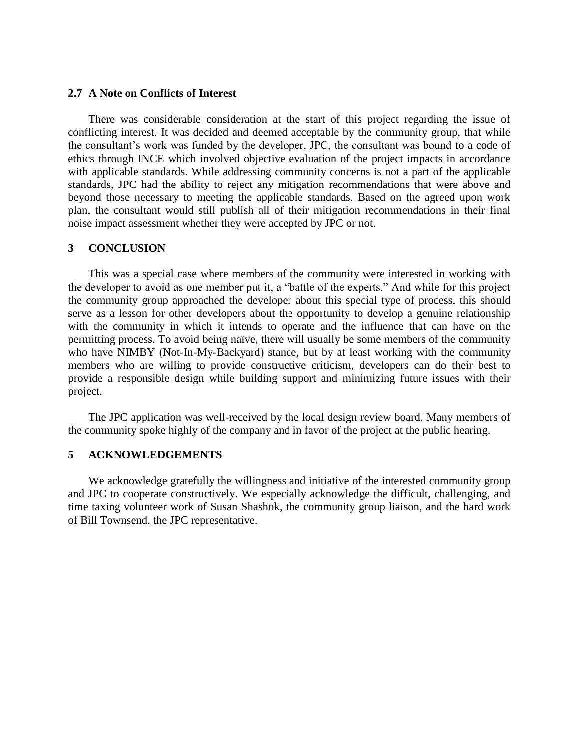### 2.7 A Note on Conflicts of Interest

There was considerable consideration at the start of this project regarding the issue of conflicting interest. It was decided and deemed acceptable by the community group, that while the consultant's work was funded by the developer, JPC, the consultant was bound to a code of ethics through INCE which involved objective evaluation of the project impacts in accordance with applicable standards. While addressing community concerns is not a part of the applicable standards, JPC had the ability to reject any mitigation recommendations that were above and beyond those necessary to meeting the applicable standards. Based on the agreed upon work plan, the consultant would still publish all of their mitigation recommendations in their final noise impact assessment whether they were accepted by JPC or not.

## 3 CONCLUSION

This was a special case where members of the community were interested in working with the developer to avoid as one member put it, a "battle of the experts." And while for this project the community group approached the developer about this special type of process, this should serve as a lesson for other developers about the opportunity to develop a genuine relationship with the community in which it intends to operate and the influence that can have on the permitting process. To avoid being naïve, there will usually be some members of the community who have NIMBY (Not-In-My-Backyard) stance, but by at least working with the community members who are willing to provide constructive criticism, developers can do their best to provide a responsible design while building support and minimizing future issues with their project.

The JPC application was well-received by the local design review board. Many members of the community spoke highly of the company and in favor of the project at the public hearing.

## 5 ACKNOWLEDGEMENTS

We acknowledge gratefully the willingness and initiative of the interested community group and JPC to cooperate constructively. We especially acknowledge the difficult, challenging, and time taxing volunteer work of Susan Shashok, the community group liaison, and the hard work of Bill Townsend, the JPC representative.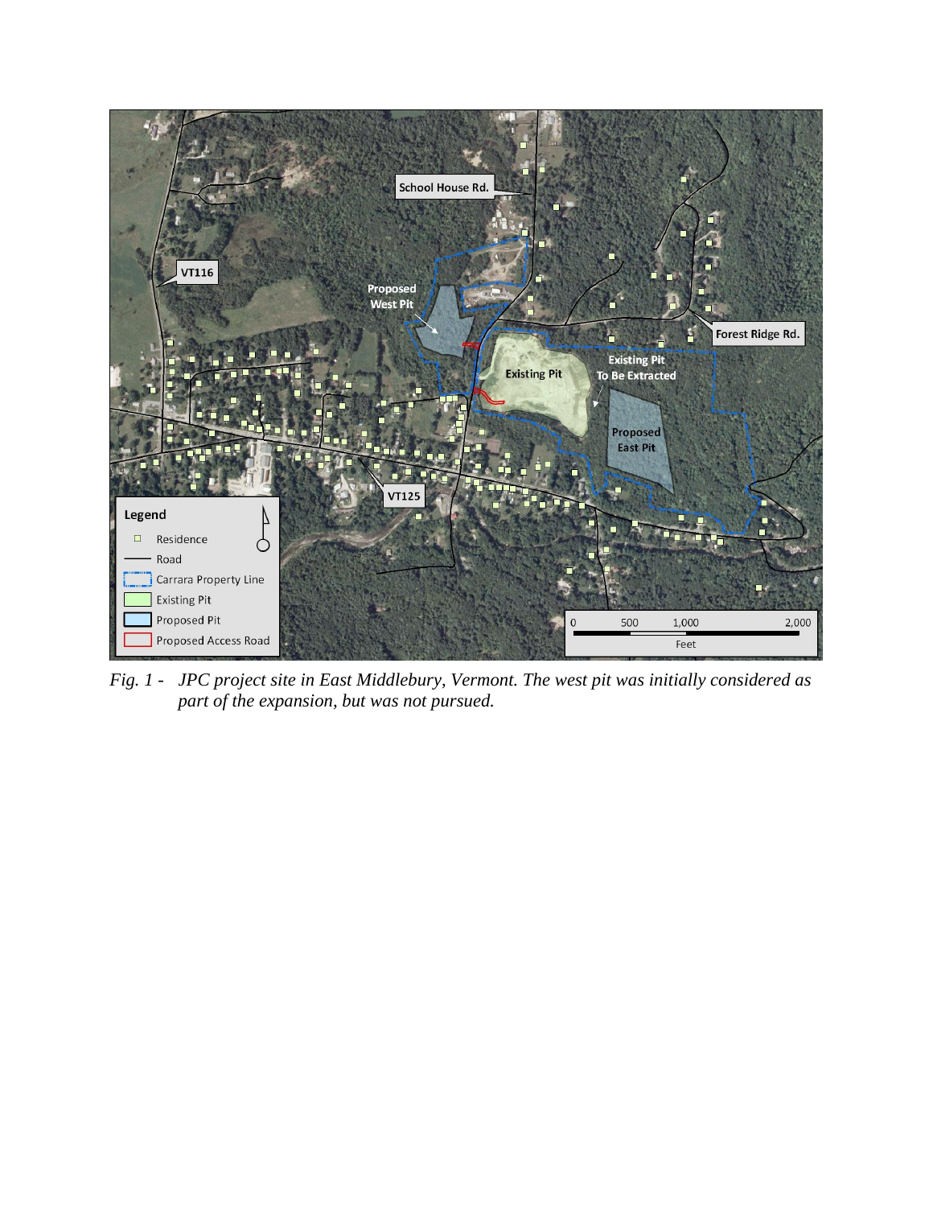School House Rd.

VT116

Proposed West Pit

Forest Ridge Rd.

Existing Pit

Existing Pit To Be Extracted

Proposed East Pit

VT125

Legend

Residence

Road

Carrara Property Line

Existing Pit

Proposed Pit

Proposed Access Road

0 500 1,000 2,000

Feet

*Fig. 1 - JPC project site in East Middlebury, Vermont. The west pit was initially considered as part of the expansion, but was not pursued.*